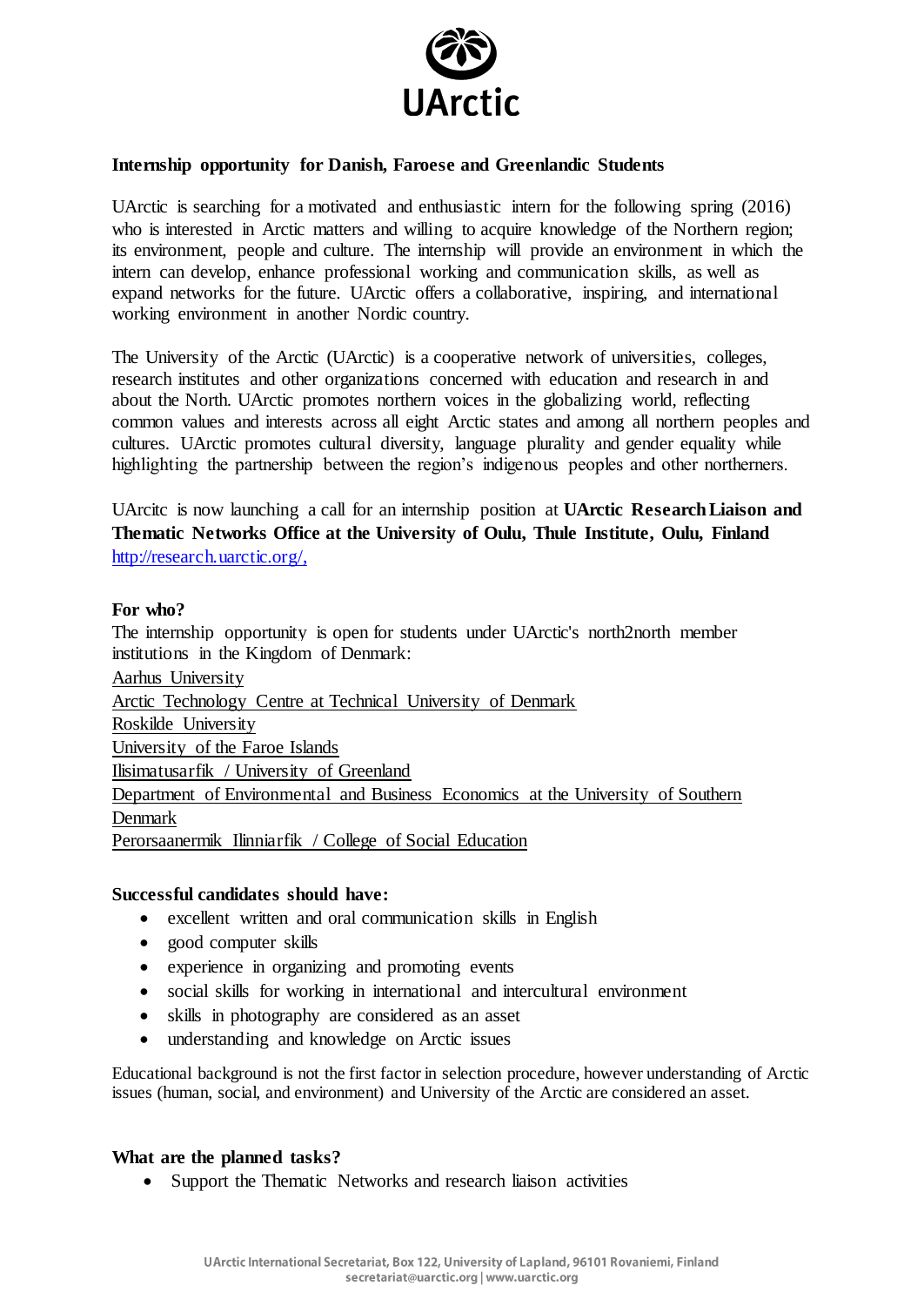**Internship opportunity for Danish, Faroese and Greenlandic Students**

UArctic is searching for a motivated and enthusiastic intern for the following spring (2016) who is interested in Arctic matters and willing to acquire knowledge of the Northern region; its environment, people and culture. The internship will provide an environment in which the intern can develop, enhance professional working and communication skills, as well as expand networks for the future. UArctic offers a collaborative, inspiring, and international working environment in another Nordic country.

The University of the Arctic (UArctic) is a cooperative network of universities, colleges, research institutes and other organizations concerned with education and research in and about the North. UArctic promotes northern voices in the globalizing world, reflecting common values and interests across all eight Arctic states and among all northern peoples and cultures. UArctic promotes cultural diversity, language plurality and gender equality while highlighting the partnership between the region's indigenous peoples and other northerners.

UArcitc is now launching a call for an internship position at **UArctic Research Liaison and Thematic Networks Office at the University of Oulu, Thule Institute, Oulu, Finland** http://research.uarctic.org/,

**For who?**

The internship opportunity is open for students under UArctic's north2north member institutions in the Kingdom of Denmark:

Aarhus University
Arctic Technology Centre at Technical University of Denmark
Roskilde University
University of the Faroe Islands
Ilisimatusarfik / University of Greenland
Department of Environmental and Business Economics at the University of Southern Denmark
Perorsaanermik Ilinniarfik / College of Social Education

**Successful candidates should have:**

- excellent written and oral communication skills in English
- good computer skills
- experience in organizing and promoting events
- social skills for working in international and intercultural environment
- skills in photography are considered as an asset
- understanding and knowledge on Arctic issues

Educational background is not the first factor in selection procedure, however understanding of Arctic issues (human, social, and environment) and University of the Arctic are considered an asset.

**What are the planned tasks?**

- Support the Thematic Networks and research liaison activities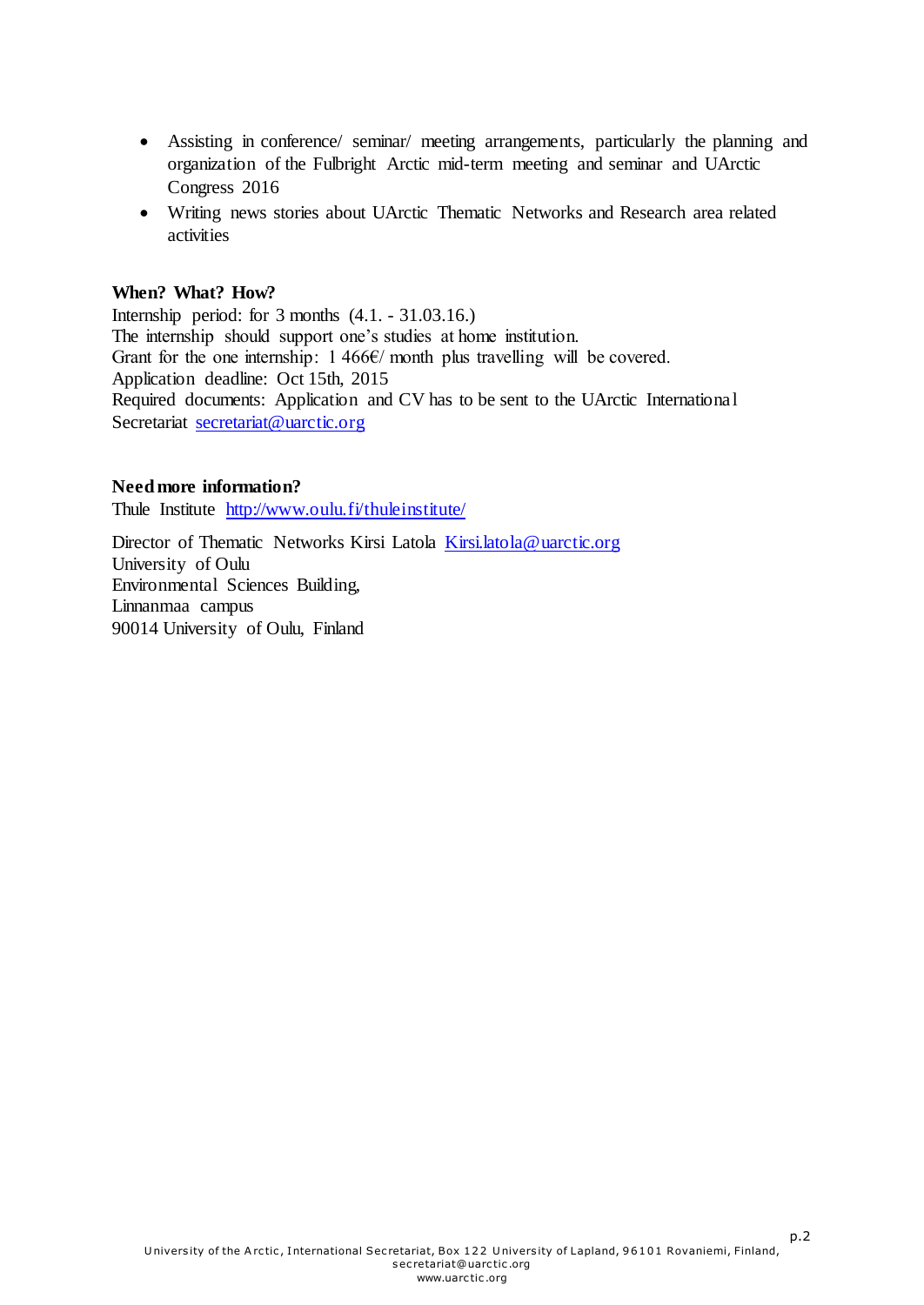- Assisting in conference/ seminar/ meeting arrangements, particularly the planning and organization of the Fulbright Arctic mid-term meeting and seminar and UArctic Congress 2016
- Writing news stories about UArctic Thematic Networks and Research area related activities

**When? What? How?**

Internship period: for 3 months (4.1. - 31.03.16.)
The internship should support one's studies at home institution.
Grant for the one internship: 1 466€/ month plus travelling will be covered.
Application deadline: Oct 15th, 2015
Required documents: Application and CV has to be sent to the UArctic International Secretariat secretariat@uarctic.org

**Need more information?**

Thule Institute http://www.oulu.fi/thuleinstitute/

Director of Thematic Networks Kirsi Latola Kirsi.latola@uarctic.org
University of Oulu
Environmental Sciences Building,
Linnanmaa campus
90014 University of Oulu, Finland